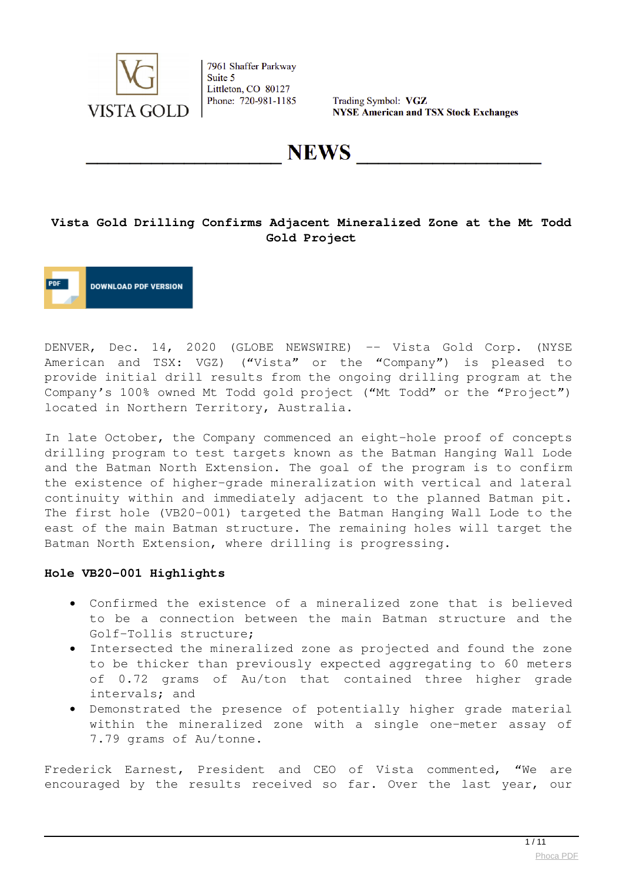VISTA GOLD

7961 Shaffer Parkway
Suite 5
Littleton, CO 80127
Phone: 720-981-1185

Trading Symbol: **VGZ**
**NYSE American and TSX Stock Exchanges**

# NEWS

## Vista Gold Drilling Confirms Adjacent Mineralized Zone at the Mt Todd Gold Project

DOWNLOAD PDF VERSION

DENVER, Dec. 14, 2020 (GLOBE NEWSWIRE) -- Vista Gold Corp. (NYSE American and TSX: VGZ) ("Vista" or the "Company") is pleased to provide initial drill results from the ongoing drilling program at the Company's 100% owned Mt Todd gold project ("Mt Todd" or the "Project") located in Northern Territory, Australia.

In late October, the Company commenced an eight-hole proof of concepts drilling program to test targets known as the Batman Hanging Wall Lode and the Batman North Extension. The goal of the program is to confirm the existence of higher-grade mineralization with vertical and lateral continuity within and immediately adjacent to the planned Batman pit. The first hole (VB20-001) targeted the Batman Hanging Wall Lode to the east of the main Batman structure. The remaining holes will target the Batman North Extension, where drilling is progressing.

**Hole VB20-001 Highlights**

- Confirmed the existence of a mineralized zone that is believed to be a connection between the main Batman structure and the Golf-Tollis structure;
- Intersected the mineralized zone as projected and found the zone to be thicker than previously expected aggregating to 60 meters of 0.72 grams of Au/ton that contained three higher grade intervals; and
- Demonstrated the presence of potentially higher grade material within the mineralized zone with a single one-meter assay of 7.79 grams of Au/tonne.

Frederick Earnest, President and CEO of Vista commented, "We are encouraged by the results received so far. Over the last year, our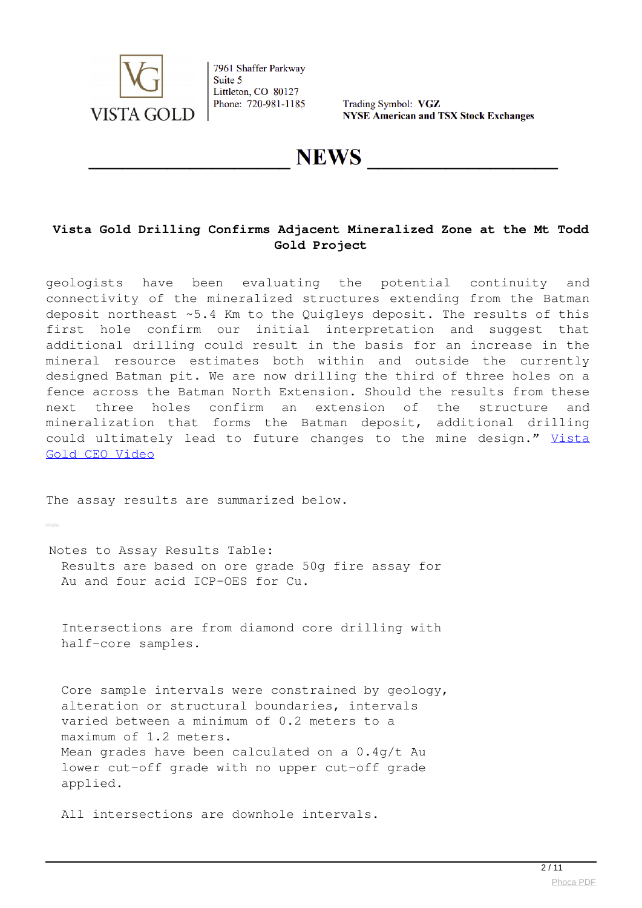### Vista Gold Drilling Confirms Adjacent Mineralized Zone at the Mt Todd Gold Project

geologists have been evaluating the potential continuity and connectivity of the mineralized structures extending from the Batman deposit northeast ~5.4 Km to the Quigleys deposit. The results of this first hole confirm our initial interpretation and suggest that additional drilling could result in the basis for an increase in the mineral resource estimates both within and outside the currently designed Batman pit. We are now drilling the third of three holes on a fence across the Batman North Extension. Should the results from these next three holes confirm an extension of the structure and mineralization that forms the Batman deposit, additional drilling could ultimately lead to future changes to the mine design." Vista Gold CEO Video

The assay results are summarized below.

Notes to Assay Results Table:

- Results are based on ore grade 50g fire assay for Au and four acid ICP-OES for Cu.
- Intersections are from diamond core drilling with half-core samples.
- Core sample intervals were constrained by geology, alteration or structural boundaries, intervals varied between a minimum of 0.2 meters to a maximum of 1.2 meters.
- Mean grades have been calculated on a 0.4g/t Au lower cut-off grade with no upper cut-off grade applied.
- All intersections are downhole intervals.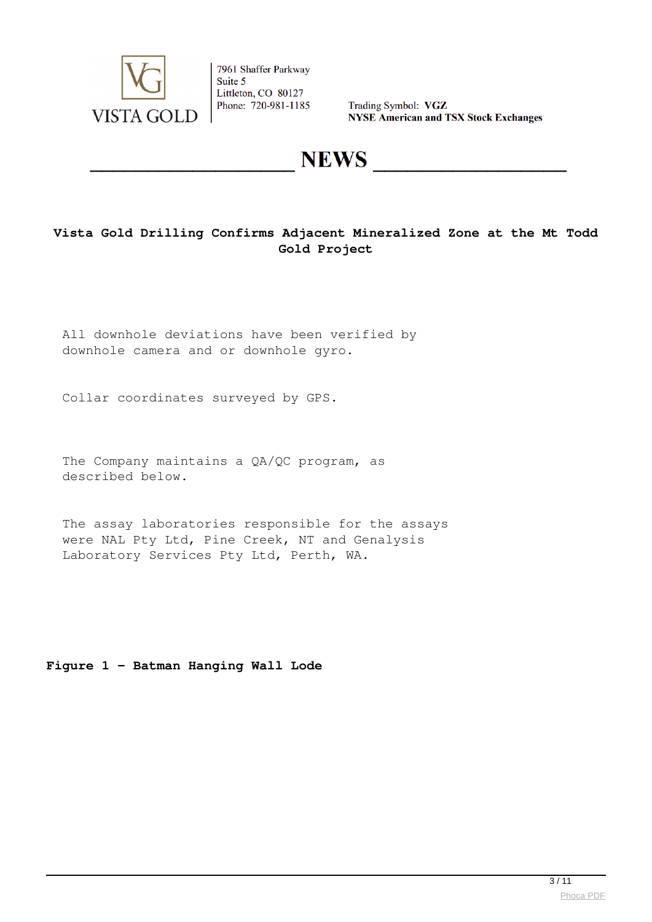# Vista Gold Drilling Confirms Adjacent Mineralized Zone at the Mt Todd Gold Project

All downhole deviations have been verified by downhole camera and or downhole gyro.

Collar coordinates surveyed by GPS.

The Company maintains a QA/QC program, as described below.

The assay laboratories responsible for the assays were NAL Pty Ltd, Pine Creek, NT and Genalysis Laboratory Services Pty Ltd, Perth, WA.

**Figure 1 - Batman Hanging Wall Lode**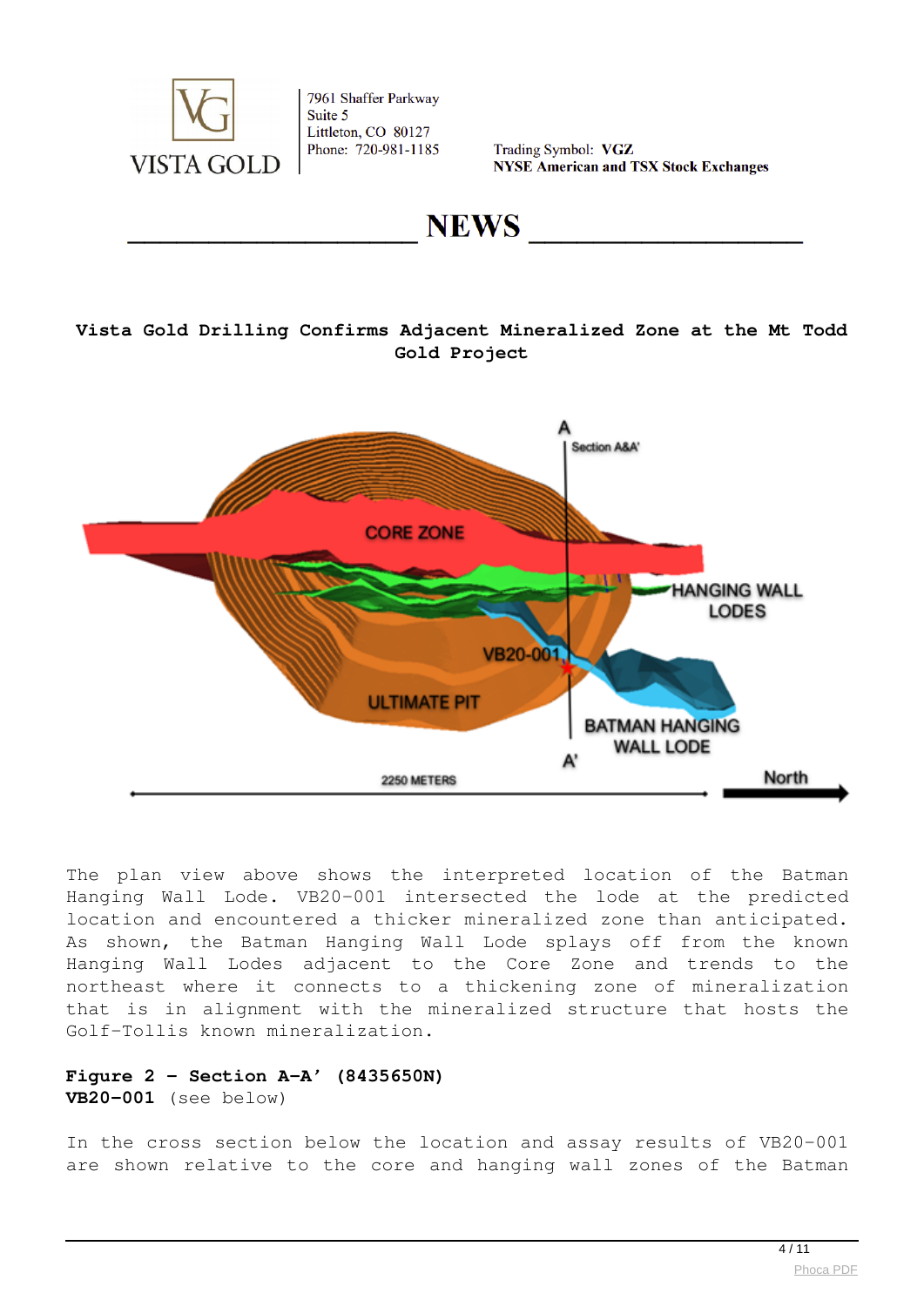# NEWS

**Vista Gold Drilling Confirms Adjacent Mineralized Zone at the Mt Todd Gold Project**

The plan view above shows the interpreted location of the Batman Hanging Wall Lode. VB20-001 intersected the lode at the predicted location and encountered a thicker mineralized zone than anticipated. As shown, the Batman Hanging Wall Lode splays off from the known Hanging Wall Lodes adjacent to the Core Zone and trends to the northeast where it connects to a thickening zone of mineralization that is in alignment with the mineralized structure that hosts the Golf-Tollis known mineralization.

**Figure 2 – Section A-A' (8435650N)**
**VB20-001** (see below)

In the cross section below the location and assay results of VB20-001 are shown relative to the core and hanging wall zones of the Batman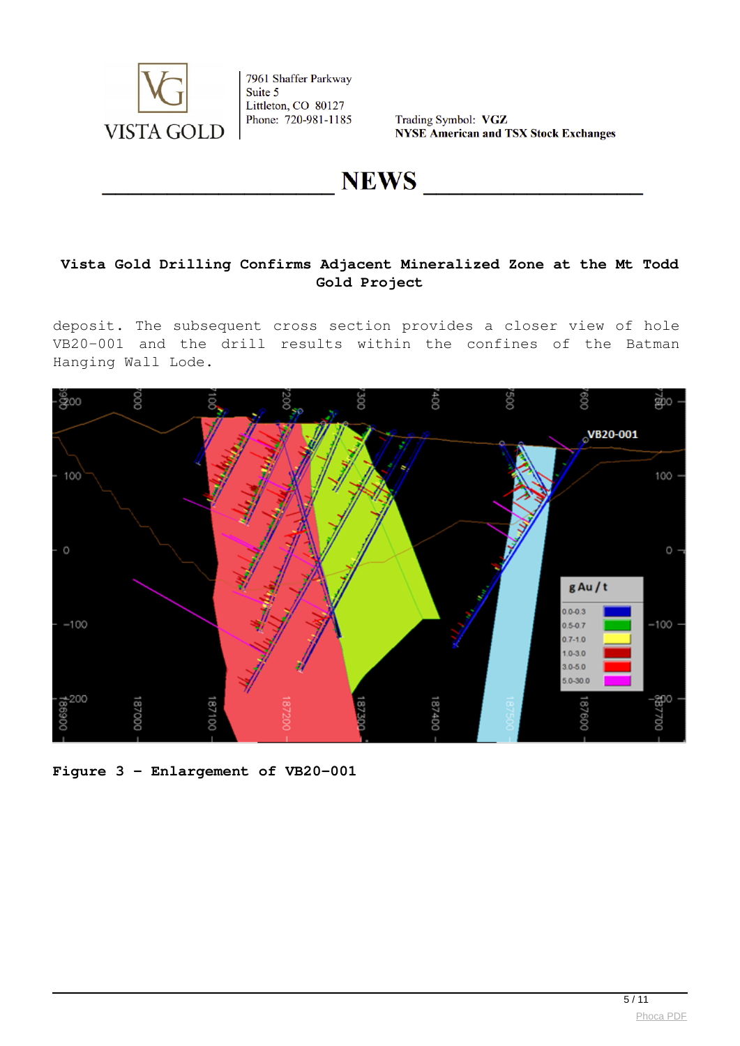# Vista Gold Drilling Confirms Adjacent Mineralized Zone at the Mt Todd Gold Project

deposit. The subsequent cross section provides a closer view of hole VB20-001 and the drill results within the confines of the Batman Hanging Wall Lode.

**Figure 3 – Enlargement of VB20-001**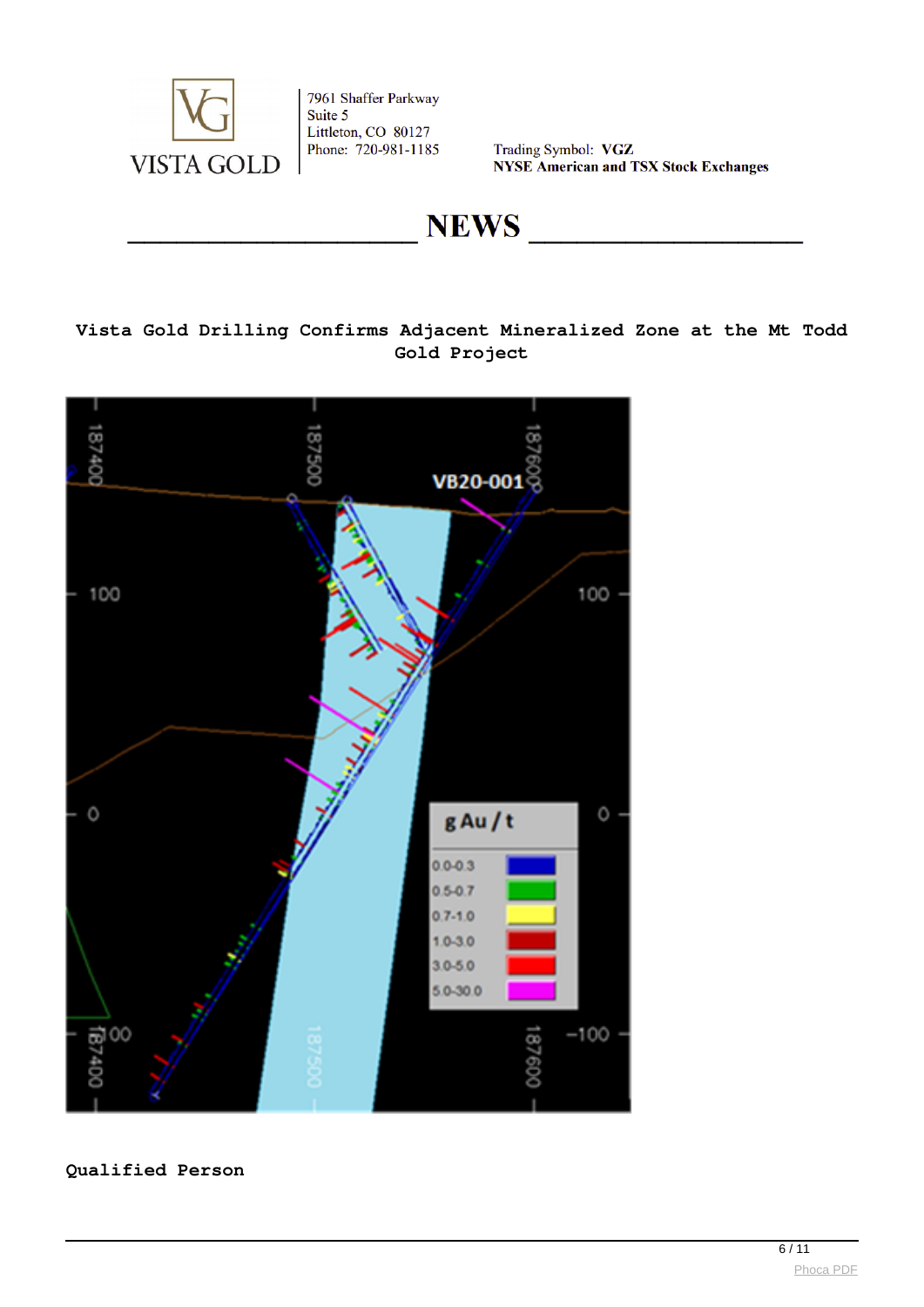# Vista Gold Drilling Confirms Adjacent Mineralized Zone at the Mt Todd Gold Project

## Qualified Person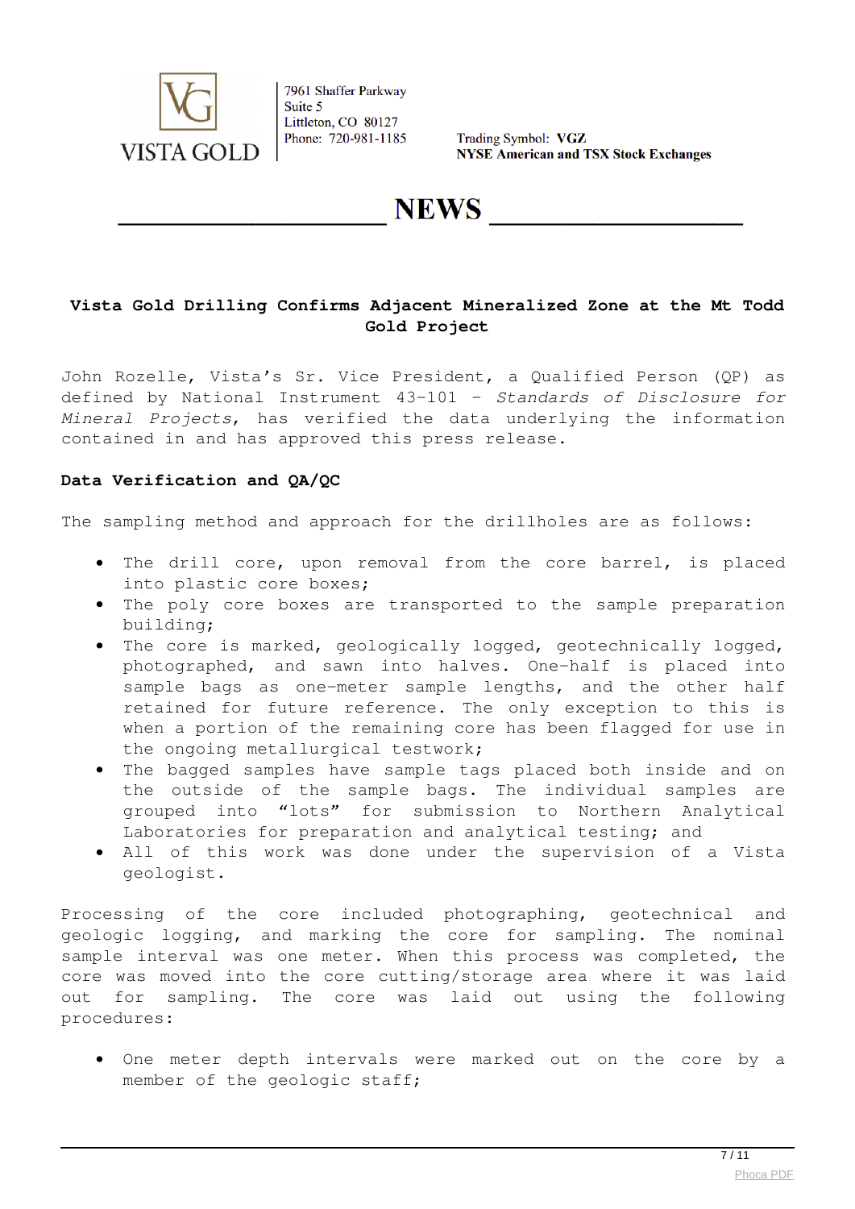**VISTA GOLD**

7961 Shaffer Parkway
Suite 5
Littleton, CO 80127
Phone: 720-981-1185

Trading Symbol: **VGZ**
**NYSE American and TSX Stock Exchanges**

# NEWS

### Vista Gold Drilling Confirms Adjacent Mineralized Zone at the Mt Todd Gold Project

John Rozelle, Vista's Sr. Vice President, a Qualified Person (QP) as defined by National Instrument 43-101 – *Standards of Disclosure for Mineral Projects*, has verified the data underlying the information contained in and has approved this press release.

**Data Verification and QA/QC**

The sampling method and approach for the drillholes are as follows:

- The drill core, upon removal from the core barrel, is placed into plastic core boxes;
- The poly core boxes are transported to the sample preparation building;
- The core is marked, geologically logged, geotechnically logged, photographed, and sawn into halves. One-half is placed into sample bags as one-meter sample lengths, and the other half retained for future reference. The only exception to this is when a portion of the remaining core has been flagged for use in the ongoing metallurgical testwork;
- The bagged samples have sample tags placed both inside and on the outside of the sample bags. The individual samples are grouped into "lots" for submission to Northern Analytical Laboratories for preparation and analytical testing; and
- All of this work was done under the supervision of a Vista geologist.

Processing of the core included photographing, geotechnical and geologic logging, and marking the core for sampling. The nominal sample interval was one meter. When this process was completed, the core was moved into the core cutting/storage area where it was laid out for sampling. The core was laid out using the following procedures:

- One meter depth intervals were marked out on the core by a member of the geologic staff;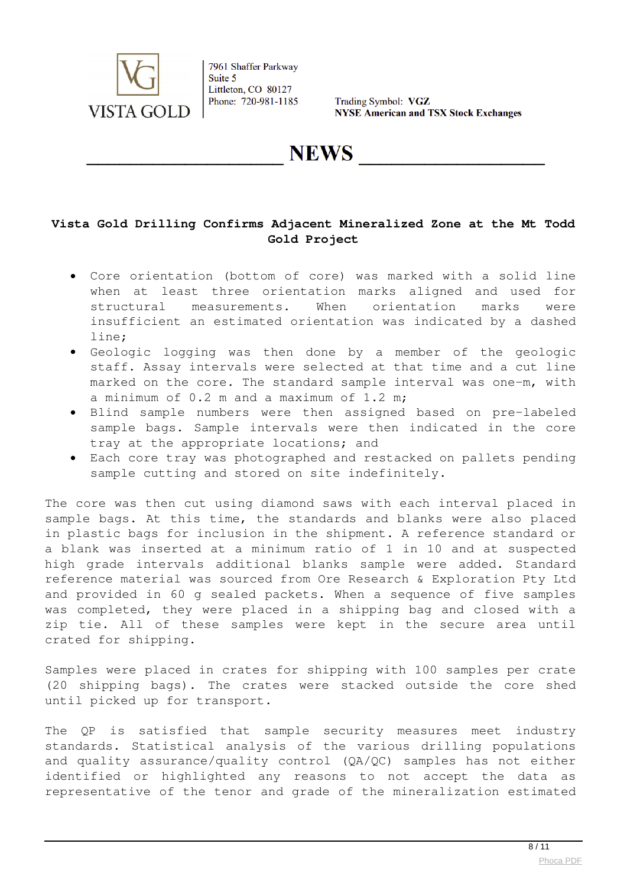# Vista Gold Drilling Confirms Adjacent Mineralized Zone at the Mt Todd Gold Project

- Core orientation (bottom of core) was marked with a solid line when at least three orientation marks aligned and used for structural measurements. When orientation marks were insufficient an estimated orientation was indicated by a dashed line;
- Geologic logging was then done by a member of the geologic staff. Assay intervals were selected at that time and a cut line marked on the core. The standard sample interval was one-m, with a minimum of 0.2 m and a maximum of 1.2 m;
- Blind sample numbers were then assigned based on pre-labeled sample bags. Sample intervals were then indicated in the core tray at the appropriate locations; and
- Each core tray was photographed and restacked on pallets pending sample cutting and stored on site indefinitely.

The core was then cut using diamond saws with each interval placed in sample bags. At this time, the standards and blanks were also placed in plastic bags for inclusion in the shipment. A reference standard or a blank was inserted at a minimum ratio of 1 in 10 and at suspected high grade intervals additional blanks sample were added. Standard reference material was sourced from Ore Research & Exploration Pty Ltd and provided in 60 g sealed packets. When a sequence of five samples was completed, they were placed in a shipping bag and closed with a zip tie. All of these samples were kept in the secure area until crated for shipping.

Samples were placed in crates for shipping with 100 samples per crate (20 shipping bags). The crates were stacked outside the core shed until picked up for transport.

The QP is satisfied that sample security measures meet industry standards. Statistical analysis of the various drilling populations and quality assurance/quality control (QA/QC) samples has not either identified or highlighted any reasons to not accept the data as representative of the tenor and grade of the mineralization estimated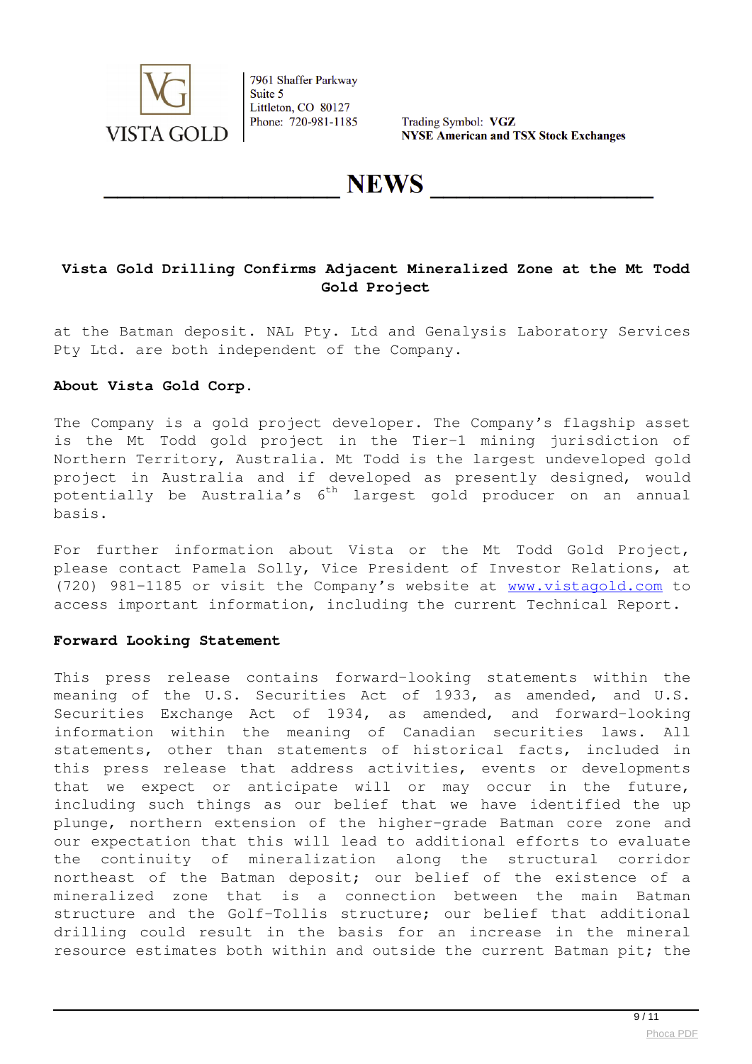**Vista Gold Drilling Confirms Adjacent Mineralized Zone at the Mt Todd Gold Project**

at the Batman deposit. NAL Pty. Ltd and Genalysis Laboratory Services Pty Ltd. are both independent of the Company.

**About Vista Gold Corp.**

The Company is a gold project developer. The Company's flagship asset is the Mt Todd gold project in the Tier-1 mining jurisdiction of Northern Territory, Australia. Mt Todd is the largest undeveloped gold project in Australia and if developed as presently designed, would potentially be Australia's 6th largest gold producer on an annual basis.

For further information about Vista or the Mt Todd Gold Project, please contact Pamela Solly, Vice President of Investor Relations, at (720) 981-1185 or visit the Company's website at www.vistagold.com to access important information, including the current Technical Report.

**Forward Looking Statement**

This press release contains forward-looking statements within the meaning of the U.S. Securities Act of 1933, as amended, and U.S. Securities Exchange Act of 1934, as amended, and forward-looking information within the meaning of Canadian securities laws. All statements, other than statements of historical facts, included in this press release that address activities, events or developments that we expect or anticipate will or may occur in the future, including such things as our belief that we have identified the up plunge, northern extension of the higher-grade Batman core zone and our expectation that this will lead to additional efforts to evaluate the continuity of mineralization along the structural corridor northeast of the Batman deposit; our belief of the existence of a mineralized zone that is a connection between the main Batman structure and the Golf-Tollis structure; our belief that additional drilling could result in the basis for an increase in the mineral resource estimates both within and outside the current Batman pit; the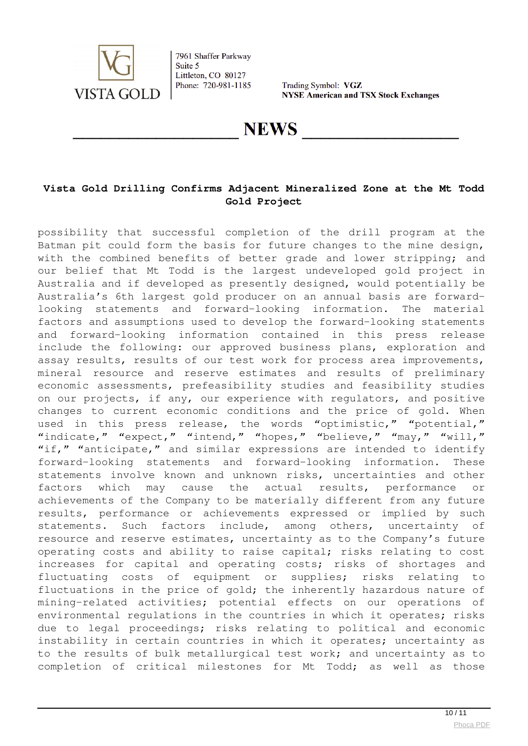# Vista Gold Drilling Confirms Adjacent Mineralized Zone at the Mt Todd Gold Project

possibility that successful completion of the drill program at the Batman pit could form the basis for future changes to the mine design, with the combined benefits of better grade and lower stripping; and our belief that Mt Todd is the largest undeveloped gold project in Australia and if developed as presently designed, would potentially be Australia's 6th largest gold producer on an annual basis are forward-looking statements and forward-looking information. The material factors and assumptions used to develop the forward-looking statements and forward-looking information contained in this press release include the following: our approved business plans, exploration and assay results, results of our test work for process area improvements, mineral resource and reserve estimates and results of preliminary economic assessments, prefeasibility studies and feasibility studies on our projects, if any, our experience with regulators, and positive changes to current economic conditions and the price of gold. When used in this press release, the words "optimistic," "potential," "indicate," "expect," "intend," "hopes," "believe," "may," "will," "if," "anticipate," and similar expressions are intended to identify forward-looking statements and forward-looking information. These statements involve known and unknown risks, uncertainties and other factors which may cause the actual results, performance or achievements of the Company to be materially different from any future results, performance or achievements expressed or implied by such statements. Such factors include, among others, uncertainty of resource and reserve estimates, uncertainty as to the Company's future operating costs and ability to raise capital; risks relating to cost increases for capital and operating costs; risks of shortages and fluctuating costs of equipment or supplies; risks relating to fluctuations in the price of gold; the inherently hazardous nature of mining-related activities; potential effects on our operations of environmental regulations in the countries in which it operates; risks due to legal proceedings; risks relating to political and economic instability in certain countries in which it operates; uncertainty as to the results of bulk metallurgical test work; and uncertainty as to completion of critical milestones for Mt Todd; as well as those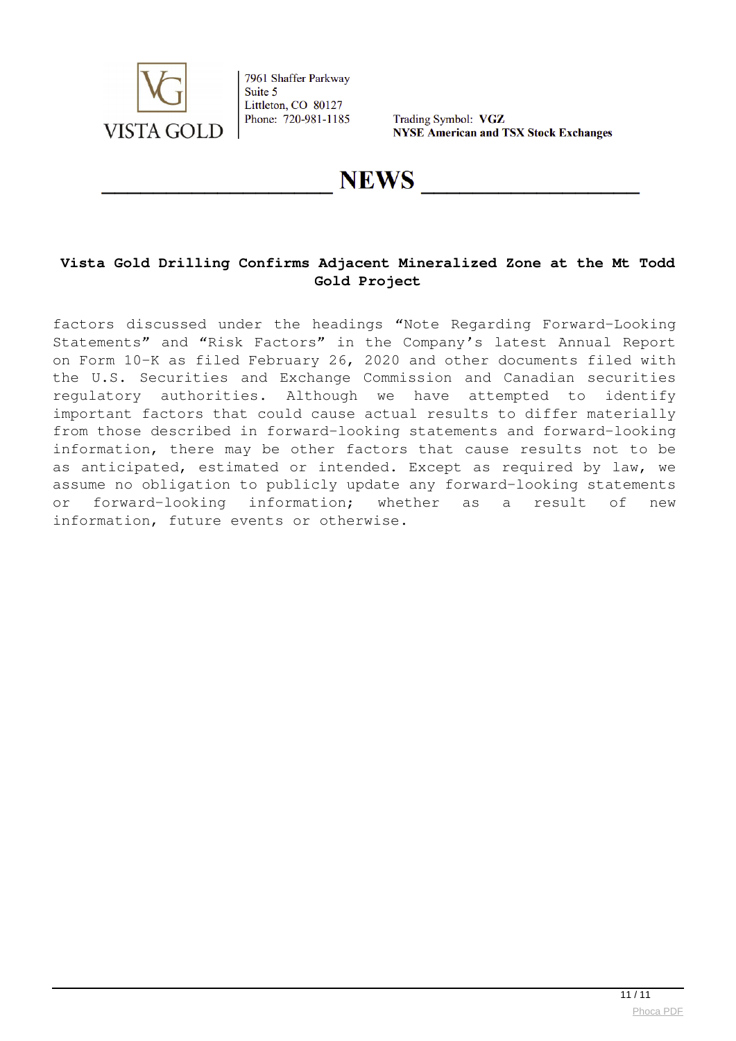factors discussed under the headings "Note Regarding Forward-Looking Statements" and "Risk Factors" in the Company's latest Annual Report on Form 10-K as filed February 26, 2020 and other documents filed with the U.S. Securities and Exchange Commission and Canadian securities regulatory authorities. Although we have attempted to identify important factors that could cause actual results to differ materially from those described in forward-looking statements and forward-looking information, there may be other factors that cause results not to be as anticipated, estimated or intended. Except as required by law, we assume no obligation to publicly update any forward-looking statements or forward-looking information; whether as a result of new information, future events or otherwise.